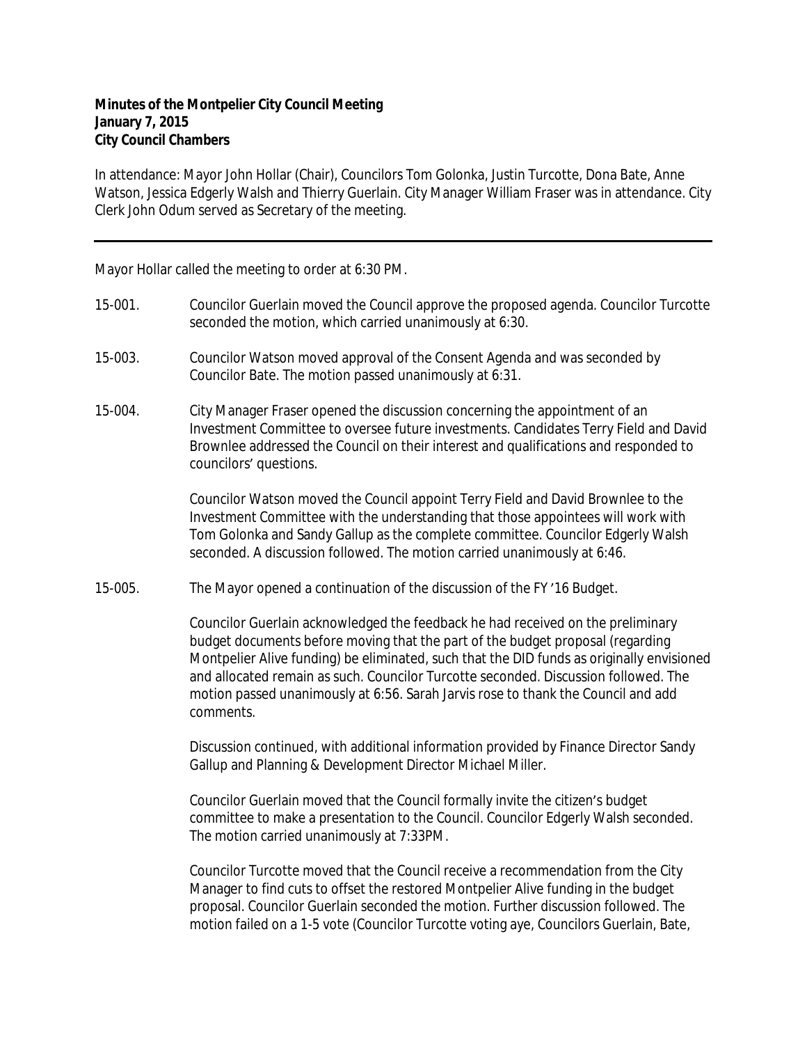**Minutes of the Montpelier City Council Meeting**
**January 7, 2015**
**City Council Chambers**

In attendance: Mayor John Hollar (Chair), Councilors Tom Golonka, Justin Turcotte, Dona Bate, Anne Watson, Jessica Edgerly Walsh and Thierry Guerlain. City Manager William Fraser was in attendance. City Clerk John Odum served as Secretary of the meeting.

---

Mayor Hollar called the meeting to order at 6:30 PM.

15-001. Councilor Guerlain moved the Council approve the proposed agenda. Councilor Turcotte seconded the motion, which carried unanimously at 6:30.

15-003. Councilor Watson moved approval of the Consent Agenda and was seconded by Councilor Bate. The motion passed unanimously at 6:31.

15-004. City Manager Fraser opened the discussion concerning the appointment of an Investment Committee to oversee future investments. Candidates Terry Field and David Brownlee addressed the Council on their interest and qualifications and responded to councilors' questions.

Councilor Watson moved the Council appoint Terry Field and David Brownlee to the Investment Committee with the understanding that those appointees will work with Tom Golonka and Sandy Gallup as the complete committee. Councilor Edgerly Walsh seconded. A discussion followed. The motion carried unanimously at 6:46.

15-005. The Mayor opened a continuation of the discussion of the FY '16 Budget.

Councilor Guerlain acknowledged the feedback he had received on the preliminary budget documents before moving that the part of the budget proposal (regarding Montpelier Alive funding) be eliminated, such that the DID funds as originally envisioned and allocated remain as such. Councilor Turcotte seconded. Discussion followed. The motion passed unanimously at 6:56. Sarah Jarvis rose to thank the Council and add comments.

Discussion continued, with additional information provided by Finance Director Sandy Gallup and Planning & Development Director Michael Miller.

Councilor Guerlain moved that the Council formally invite the citizen's budget committee to make a presentation to the Council. Councilor Edgerly Walsh seconded. The motion carried unanimously at 7:33PM.

Councilor Turcotte moved that the Council receive a recommendation from the City Manager to find cuts to offset the restored Montpelier Alive funding in the budget proposal. Councilor Guerlain seconded the motion. Further discussion followed. The motion failed on a 1-5 vote (Councilor Turcotte voting aye, Councilors Guerlain, Bate,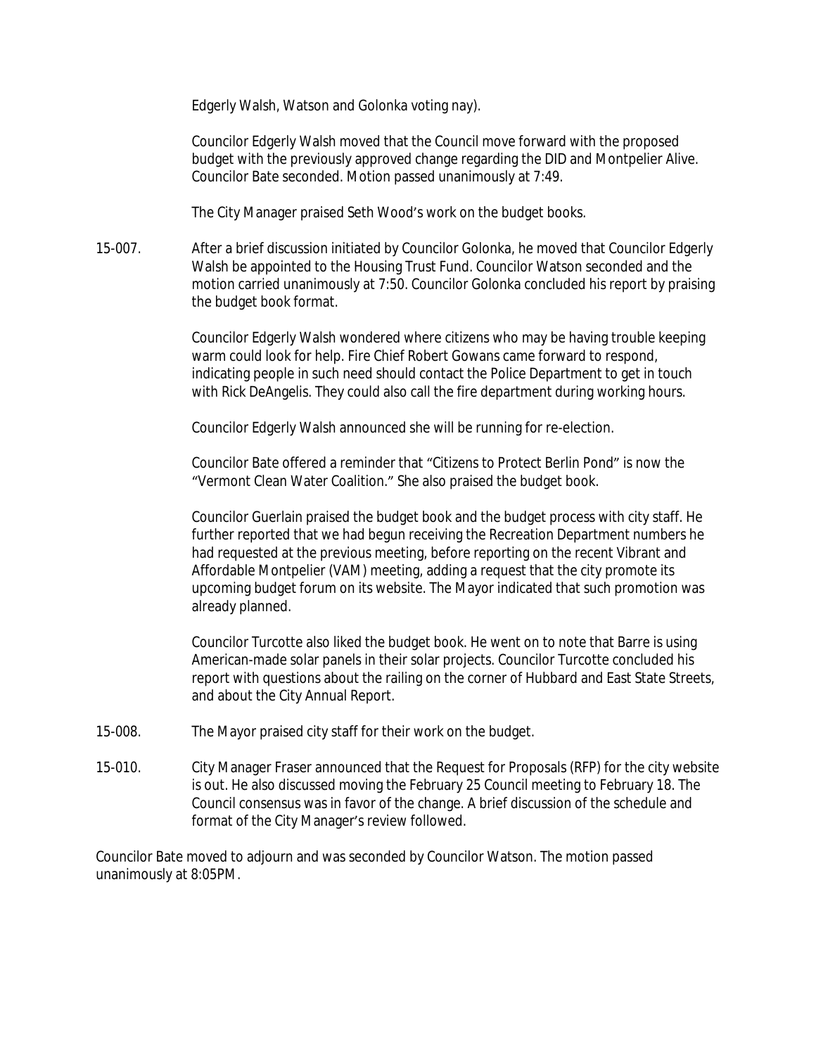Edgerly Walsh, Watson and Golonka voting nay).

Councilor Edgerly Walsh moved that the Council move forward with the proposed budget with the previously approved change regarding the DID and Montpelier Alive. Councilor Bate seconded. Motion passed unanimously at 7:49.

The City Manager praised Seth Wood's work on the budget books.

15-007. After a brief discussion initiated by Councilor Golonka, he moved that Councilor Edgerly Walsh be appointed to the Housing Trust Fund. Councilor Watson seconded and the motion carried unanimously at 7:50. Councilor Golonka concluded his report by praising the budget book format.

Councilor Edgerly Walsh wondered where citizens who may be having trouble keeping warm could look for help. Fire Chief Robert Gowans came forward to respond, indicating people in such need should contact the Police Department to get in touch with Rick DeAngelis. They could also call the fire department during working hours.

Councilor Edgerly Walsh announced she will be running for re-election.

Councilor Bate offered a reminder that "Citizens to Protect Berlin Pond" is now the "Vermont Clean Water Coalition." She also praised the budget book.

Councilor Guerlain praised the budget book and the budget process with city staff. He further reported that we had begun receiving the Recreation Department numbers he had requested at the previous meeting, before reporting on the recent Vibrant and Affordable Montpelier (VAM) meeting, adding a request that the city promote its upcoming budget forum on its website. The Mayor indicated that such promotion was already planned.

Councilor Turcotte also liked the budget book. He went on to note that Barre is using American-made solar panels in their solar projects. Councilor Turcotte concluded his report with questions about the railing on the corner of Hubbard and East State Streets, and about the City Annual Report.

15-008. The Mayor praised city staff for their work on the budget.

15-010. City Manager Fraser announced that the Request for Proposals (RFP) for the city website is out. He also discussed moving the February 25 Council meeting to February 18. The Council consensus was in favor of the change. A brief discussion of the schedule and format of the City Manager's review followed.

Councilor Bate moved to adjourn and was seconded by Councilor Watson. The motion passed unanimously at 8:05PM.